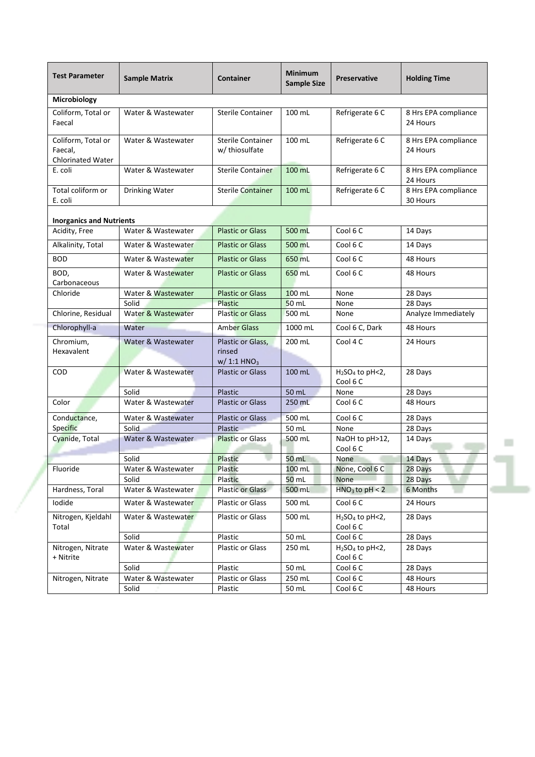| Test Parameter | Sample Matrix | Container | Minimum Sample Size | Preservative | Holding Time |
|---|---|---|---|---|---|
| **Microbiology** | | | | | |
| Coliform, Total or Faecal | Water & Wastewater | Sterile Container | 100 mL | Refrigerate 6 C | 8 Hrs EPA compliance 24 Hours |
| Coliform, Total or Faecal, Chlorinated Water | Water & Wastewater | Sterile Container w/ thiosulfate | 100 mL | Refrigerate 6 C | 8 Hrs EPA compliance 24 Hours |
| E. coli | Water & Wastewater | Sterile Container | 100 mL | Refrigerate 6 C | 8 Hrs EPA compliance 24 Hours |
| Total coliform or E. coli | Drinking Water | Sterile Container | 100 mL | Refrigerate 6 C | 8 Hrs EPA compliance 30 Hours |
| **Inorganics and Nutrients** | | | | | |
| Acidity, Free | Water & Wastewater | Plastic or Glass | 500 mL | Cool 6 C | 14 Days |
| Alkalinity, Total | Water & Wastewater | Plastic or Glass | 500 mL | Cool 6 C | 14 Days |
| BOD | Water & Wastewater | Plastic or Glass | 650 mL | Cool 6 C | 48 Hours |
| BOD, Carbonaceous | Water & Wastewater | Plastic or Glass | 650 mL | Cool 6 C | 48 Hours |
| Chloride | Water & Wastewater | Plastic or Glass | 100 mL | None | 28 Days |
| | Solid | Plastic | 50 mL | None | 28 Days |
| Chlorine, Residual | Water & Wastewater | Plastic or Glass | 500 mL | None | Analyze Immediately |
| Chlorophyll-a | Water | Amber Glass | 1000 mL | Cool 6 C, Dark | 48 Hours |
| Chromium, Hexavalent | Water & Wastewater | Plastic or Glass, rinsed w/ 1:1 $HNO_3$ | 200 mL | Cool 4 C | 24 Hours |
| COD | Water & Wastewater | Plastic or Glass | 100 mL | $H_2SO_4$ to pH<2, Cool 6 C | 28 Days |
| | Solid | Plastic | 50 mL | None | 28 Days |
| Color | Water & Wastewater | Plastic or Glass | 250 mL | Cool 6 C | 48 Hours |
| Conductance, Specific | Water & Wastewater | Plastic or Glass | 500 mL | Cool 6 C | 28 Days |
| | Solid | Plastic | 50 mL | None | 28 Days |
| Cyanide, Total | Water & Wastewater | Plastic or Glass | 500 mL | NaOH to pH>12, Cool 6 C | 14 Days |
| | Solid | Plastic | 50 mL | None | 14 Days |
| Fluoride | Water & Wastewater | Plastic | 100 mL | None, Cool 6 C | 28 Days |
| | Solid | Plastic | 50 mL | None | 28 Days |
| Hardness, Toral | Water & Wastewater | Plastic or Glass | 500 mL | $HNO_3$ to pH < 2 | 6 Months |
| Iodide | Water & Wastewater | Plastic or Glass | 500 mL | Cool 6 C | 24 Hours |
| Nitrogen, Kjeldahl Total | Water & Wastewater | Plastic or Glass | 500 mL | $H_2SO_4$ to pH<2, Cool 6 C | 28 Days |
| | Solid | Plastic | 50 mL | Cool 6 C | 28 Days |
| Nitrogen, Nitrate + Nitrite | Water & Wastewater | Plastic or Glass | 250 mL | $H_2SO_4$ to pH<2, Cool 6 C | 28 Days |
| | Solid | Plastic | 50 mL | Cool 6 C | 28 Days |
| Nitrogen, Nitrate | Water & Wastewater | Plastic or Glass | 250 mL | Cool 6 C | 48 Hours |
| | Solid | Plastic | 50 mL | Cool 6 C | 48 Hours |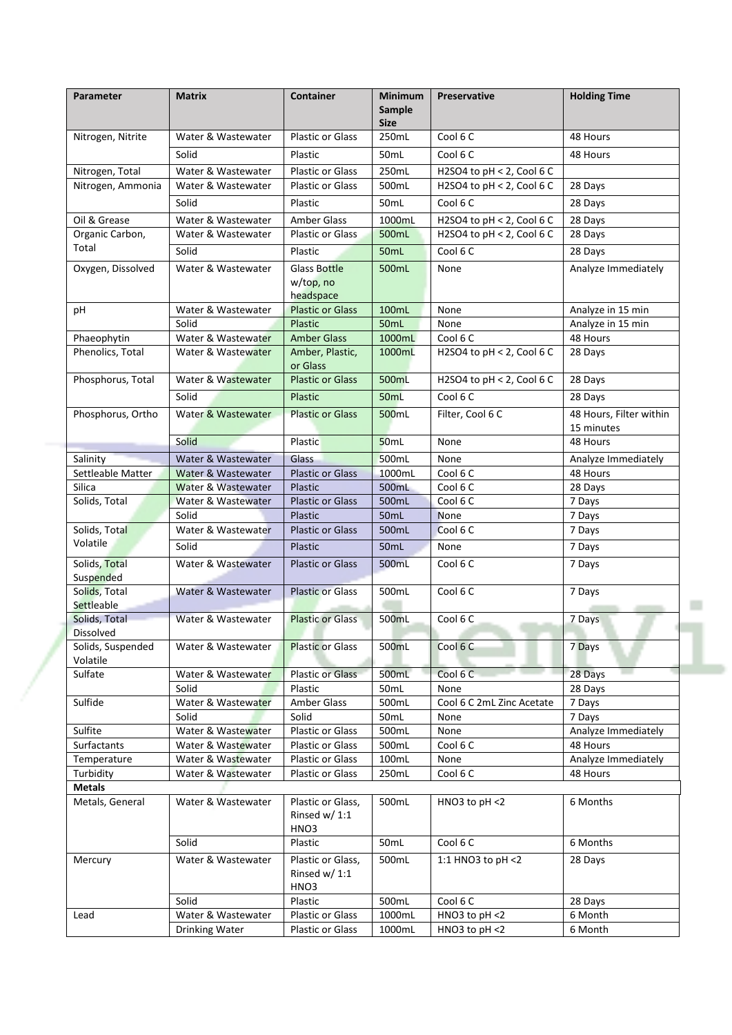| Parameter | Matrix | Container | Minimum Sample Size | Preservative | Holding Time |
|---|---|---|---|---|---|
| Nitrogen, Nitrite | Water & Wastewater | Plastic or Glass | 250mL | Cool 6 C | 48 Hours |
| | Solid | Plastic | 50mL | Cool 6 C | 48 Hours |
| Nitrogen, Total | Water & Wastewater | Plastic or Glass | 250mL | $H_2SO_4$ to pH < 2, Cool 6 C | |
| Nitrogen, Ammonia | Water & Wastewater | Plastic or Glass | 500mL | $H_2SO_4$ to pH < 2, Cool 6 C | 28 Days |
| | Solid | Plastic | 50mL | Cool 6 C | 28 Days |
| Oil & Grease | Water & Wastewater | Amber Glass | 1000mL | $H_2SO_4$ to pH < 2, Cool 6 C | 28 Days |
| Organic Carbon, Total | Water & Wastewater | Plastic or Glass | 500mL | $H_2SO_4$ to pH < 2, Cool 6 C | 28 Days |
| | Solid | Plastic | 50mL | Cool 6 C | 28 Days |
| Oxygen, Dissolved | Water & Wastewater | Glass Bottle w/top, no headspace | 500mL | None | Analyze Immediately |
| pH | Water & Wastewater | Plastic or Glass | 100mL | None | Analyze in 15 min |
| | Solid | Plastic | 50mL | None | Analyze in 15 min |
| Phaeophytin | Water & Wastewater | Amber Glass | 1000mL | Cool 6 C | 48 Hours |
| Phenolics, Total | Water & Wastewater | Amber, Plastic, or Glass | 1000mL | $H_2SO_4$ to pH < 2, Cool 6 C | 28 Days |
| Phosphorus, Total | Water & Wastewater | Plastic or Glass | 500mL | $H_2SO_4$ to pH < 2, Cool 6 C | 28 Days |
| | Solid | Plastic | 50mL | Cool 6 C | 28 Days |
| Phosphorus, Ortho | Water & Wastewater | Plastic or Glass | 500mL | Filter, Cool 6 C | 48 Hours, Filter within 15 minutes |
| | Solid | Plastic | 50mL | None | 48 Hours |
| Salinity | Water & Wastewater | Glass | 500mL | None | Analyze Immediately |
| Settleable Matter | Water & Wastewater | Plastic or Glass | 1000mL | Cool 6 C | 48 Hours |
| Silica | Water & Wastewater | Plastic | 500mL | Cool 6 C | 28 Days |
| Solids, Total | Water & Wastewater | Plastic or Glass | 500mL | Cool 6 C | 7 Days |
| | Solid | Plastic | 50mL | None | 7 Days |
| Solids, Total Volatile | Water & Wastewater | Plastic or Glass | 500mL | Cool 6 C | 7 Days |
| | Solid | Plastic | 50mL | None | 7 Days |
| Solids, Total Suspended | Water & Wastewater | Plastic or Glass | 500mL | Cool 6 C | 7 Days |
| Solids, Total Settleable | Water & Wastewater | Plastic or Glass | 500mL | Cool 6 C | 7 Days |
| Solids, Total Dissolved | Water & Wastewater | Plastic or Glass | 500mL | Cool 6 C | 7 Days |
| Solids, Suspended Volatile | Water & Wastewater | Plastic or Glass | 500mL | Cool 6 C | 7 Days |
| Sulfate | Water & Wastewater | Plastic or Glass | 500mL | Cool 6 C | 28 Days |
| | Solid | Plastic | 50mL | None | 28 Days |
| Sulfide | Water & Wastewater | Amber Glass | 500mL | Cool 6 C 2mL Zinc Acetate | 7 Days |
| | Solid | Solid | 50mL | None | 7 Days |
| Sulfite | Water & Wastewater | Plastic or Glass | 500mL | None | Analyze Immediately |
| Surfactants | Water & Wastewater | Plastic or Glass | 500mL | Cool 6 C | 48 Hours |
| Temperature | Water & Wastewater | Plastic or Glass | 100mL | None | Analyze Immediately |
| Turbidity | Water & Wastewater | Plastic or Glass | 250mL | Cool 6 C | 48 Hours |
| **Metals** | | | | | |
| Metals, General | Water & Wastewater | Plastic or Glass, Rinsed w/ 1:1 $HNO_3$ | 500mL | $HNO_3$ to pH <2 | 6 Months |
| | Solid | Plastic | 50mL | Cool 6 C | 6 Months |
| Mercury | Water & Wastewater | Plastic or Glass, Rinsed w/ 1:1 $HNO_3$ | 500mL | 1:1 $HNO_3$ to pH <2 | 28 Days |
| | Solid | Plastic | 500mL | Cool 6 C | 28 Days |
| Lead | Water & Wastewater | Plastic or Glass | 1000mL | $HNO_3$ to pH <2 | 6 Month |
| | Drinking Water | Plastic or Glass | 1000mL | $HNO_3$ to pH <2 | 6 Month |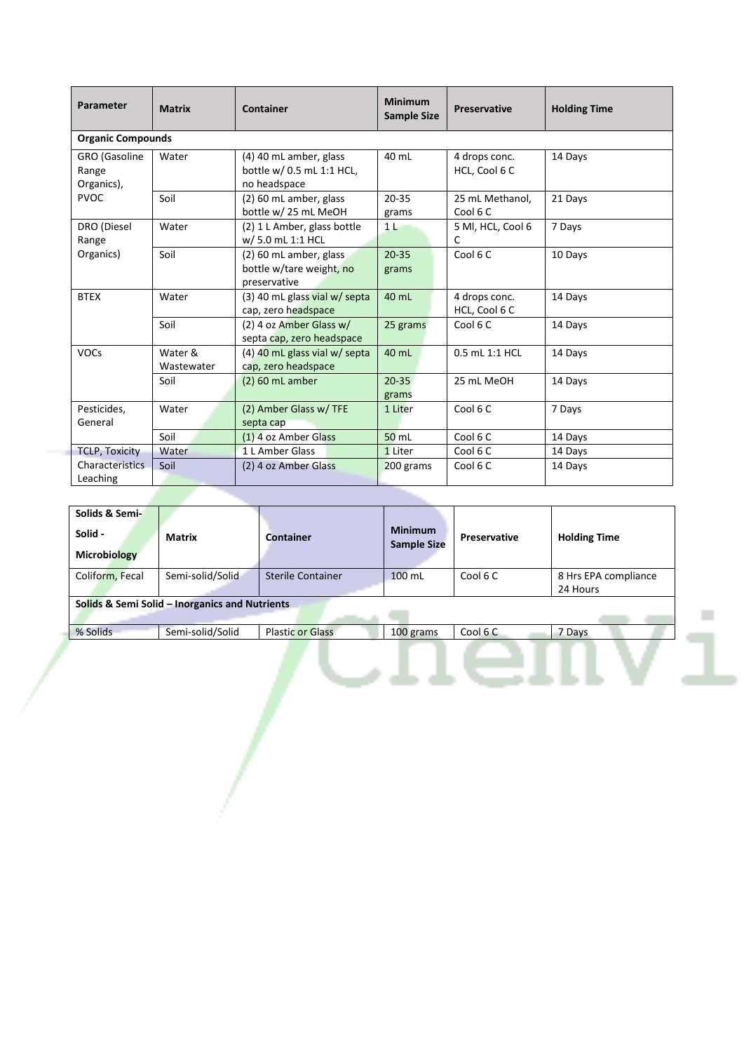| Parameter | Matrix | Container | Minimum Sample Size | Preservative | Holding Time |
|---|---|---|---|---|---|
| **Organic Compounds** | | | | | |
| GRO (Gasoline Range Organics), PVOC | Water | (4) 40 mL amber, glass bottle w/ 0.5 mL 1:1 HCL, no headspace | 40 mL | 4 drops conc. HCL, Cool 6 C | 14 Days |
| | Soil | (2) 60 mL amber, glass bottle w/ 25 mL MeOH | 20-35 grams | 25 mL Methanol, Cool 6 C | 21 Days |
| DRO (Diesel Range Organics) | Water | (2) 1 L Amber, glass bottle w/ 5.0 mL 1:1 HCL | 1 L | 5 Ml, HCL, Cool 6 C | 7 Days |
| | Soil | (2) 60 mL amber, glass bottle w/tare weight, no preservative | 20-35 grams | Cool 6 C | 10 Days |
| BTEX | Water | (3) 40 mL glass vial w/ septa cap, zero headspace | 40 mL | 4 drops conc. HCL, Cool 6 C | 14 Days |
| | Soil | (2) 4 oz Amber Glass w/ septa cap, zero headspace | 25 grams | Cool 6 C | 14 Days |
| VOCs | Water & Wastewater | (4) 40 mL glass vial w/ septa cap, zero headspace | 40 mL | 0.5 mL 1:1 HCL | 14 Days |
| | Soil | (2) 60 mL amber | 20-35 grams | 25 mL MeOH | 14 Days |
| Pesticides, General | Water | (2) Amber Glass w/ TFE septa cap | 1 Liter | Cool 6 C | 7 Days |
| | Soil | (1) 4 oz Amber Glass | 50 mL | Cool 6 C | 14 Days |
| TCLP, Toxicity Characteristics Leaching | Water | 1 L Amber Glass | 1 Liter | Cool 6 C | 14 Days |
| | Soil | (2) 4 oz Amber Glass | 200 grams | Cool 6 C | 14 Days |

| Solids & Semi-Solid - Microbiology | Matrix | Container | Minimum Sample Size | Preservative | Holding Time |
|---|---|---|---|---|---|
| Coliform, Fecal | Semi-solid/Solid | Sterile Container | 100 mL | Cool 6 C | 8 Hrs EPA compliance 24 Hours |
| **Solids & Semi Solid – Inorganics and Nutrients** | | | | | |
| % Solids | Semi-solid/Solid | Plastic or Glass | 100 grams | Cool 6 C | 7 Days |